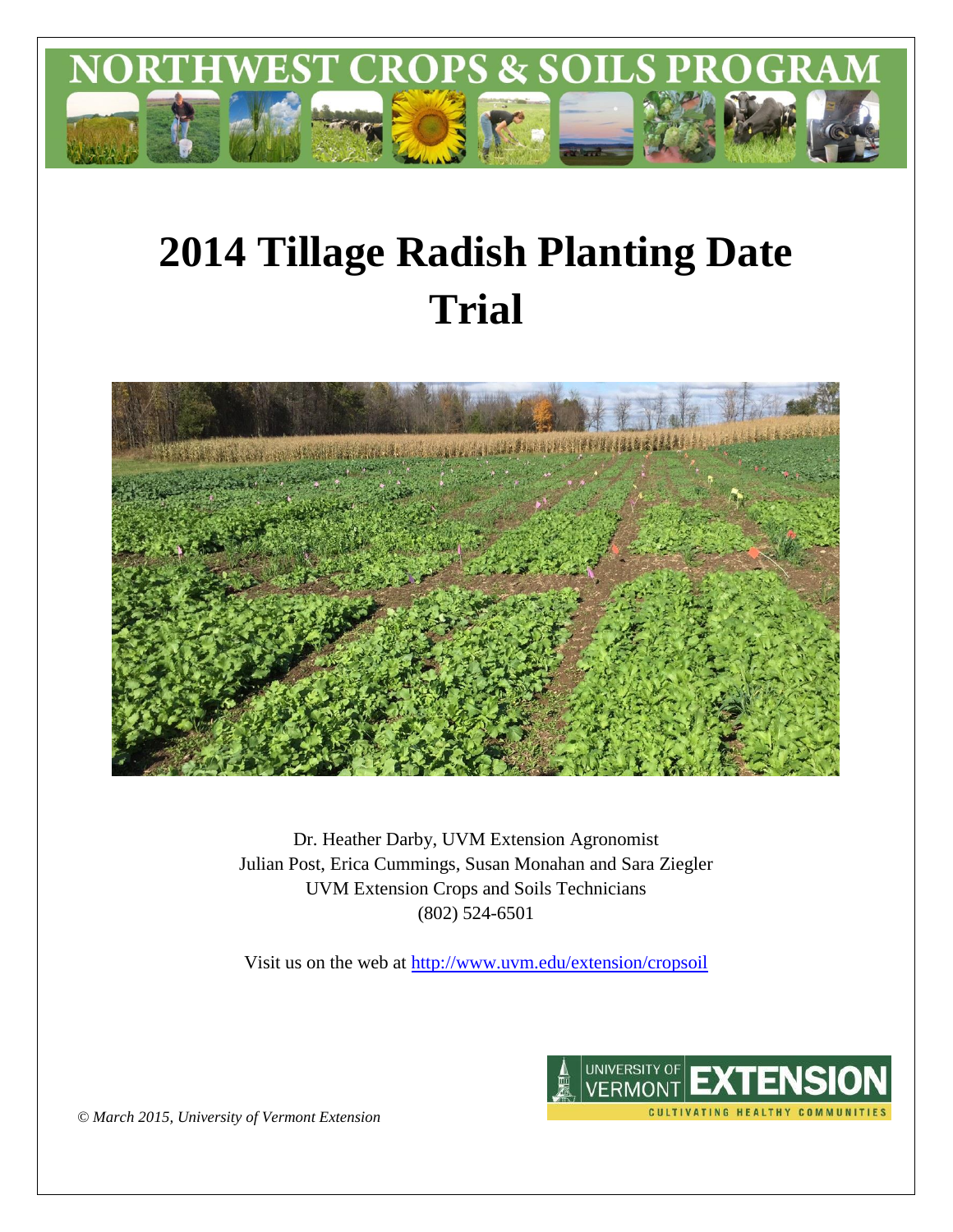NORTHWEST CROPS & SOILS PROGRAM

# 2014 Tillage Radish Planting Date Trial

Dr. Heather Darby, UVM Extension Agronomist
Julian Post, Erica Cummings, Susan Monahan and Sara Ziegler
UVM Extension Crops and Soils Technicians
(802) 524-6501

Visit us on the web at http://www.uvm.edu/extension/cropsoil

*© March 2015, University of Vermont Extension*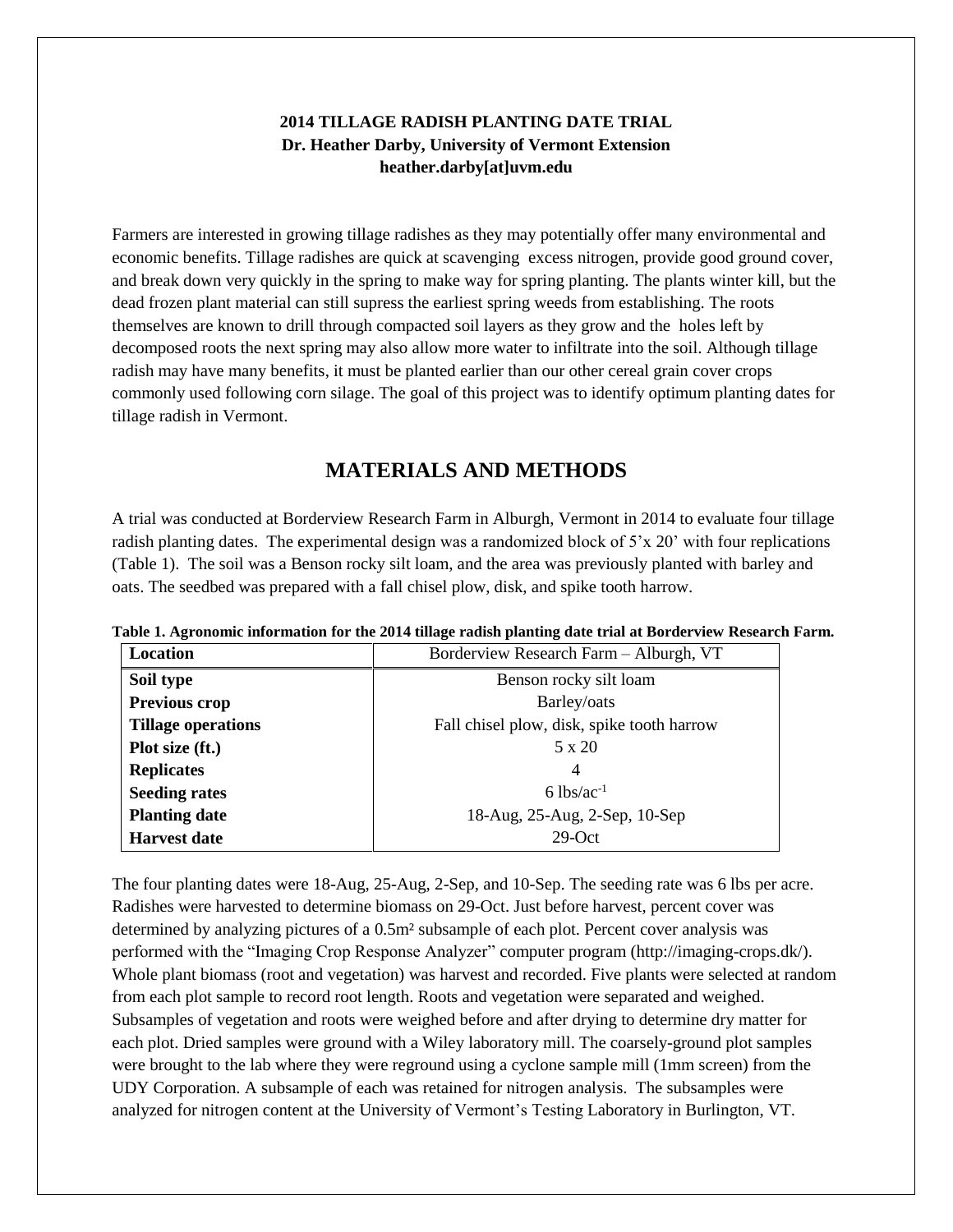**2014 TILLAGE RADISH PLANTING DATE TRIAL**
**Dr. Heather Darby, University of Vermont Extension**
**heather.darby[at]uvm.edu**

Farmers are interested in growing tillage radishes as they may potentially offer many environmental and economic benefits. Tillage radishes are quick at scavenging excess nitrogen, provide good ground cover, and break down very quickly in the spring to make way for spring planting. The plants winter kill, but the dead frozen plant material can still supress the earliest spring weeds from establishing. The roots themselves are known to drill through compacted soil layers as they grow and the holes left by decomposed roots the next spring may also allow more water to infiltrate into the soil. Although tillage radish may have many benefits, it must be planted earlier than our other cereal grain cover crops commonly used following corn silage. The goal of this project was to identify optimum planting dates for tillage radish in Vermont.

## MATERIALS AND METHODS

A trial was conducted at Borderview Research Farm in Alburgh, Vermont in 2014 to evaluate four tillage radish planting dates. The experimental design was a randomized block of 5'x 20' with four replications (Table 1). The soil was a Benson rocky silt loam, and the area was previously planted with barley and oats. The seedbed was prepared with a fall chisel plow, disk, and spike tooth harrow.

**Table 1. Agronomic information for the 2014 tillage radish planting date trial at Borderview Research Farm.**

| Location | Borderview Research Farm – Alburgh, VT |
|---|---|
| **Soil type** | Benson rocky silt loam |
| **Previous crop** | Barley/oats |
| **Tillage operations** | Fall chisel plow, disk, spike tooth harrow |
| **Plot size (ft.)** | 5 x 20 |
| **Replicates** | 4 |
| **Seeding rates** | 6 $lbs/ac^{-1}$ |
| **Planting date** | 18-Aug, 25-Aug, 2-Sep, 10-Sep |
| **Harvest date** | 29-Oct |

The four planting dates were 18-Aug, 25-Aug, 2-Sep, and 10-Sep. The seeding rate was 6 lbs per acre. Radishes were harvested to determine biomass on 29-Oct. Just before harvest, percent cover was determined by analyzing pictures of a 0.5m² subsample of each plot. Percent cover analysis was performed with the "Imaging Crop Response Analyzer" computer program (http://imaging-crops.dk/). Whole plant biomass (root and vegetation) was harvest and recorded. Five plants were selected at random from each plot sample to record root length. Roots and vegetation were separated and weighed. Subsamples of vegetation and roots were weighed before and after drying to determine dry matter for each plot. Dried samples were ground with a Wiley laboratory mill. The coarsely-ground plot samples were brought to the lab where they were reground using a cyclone sample mill (1mm screen) from the UDY Corporation. A subsample of each was retained for nitrogen analysis. The subsamples were analyzed for nitrogen content at the University of Vermont's Testing Laboratory in Burlington, VT.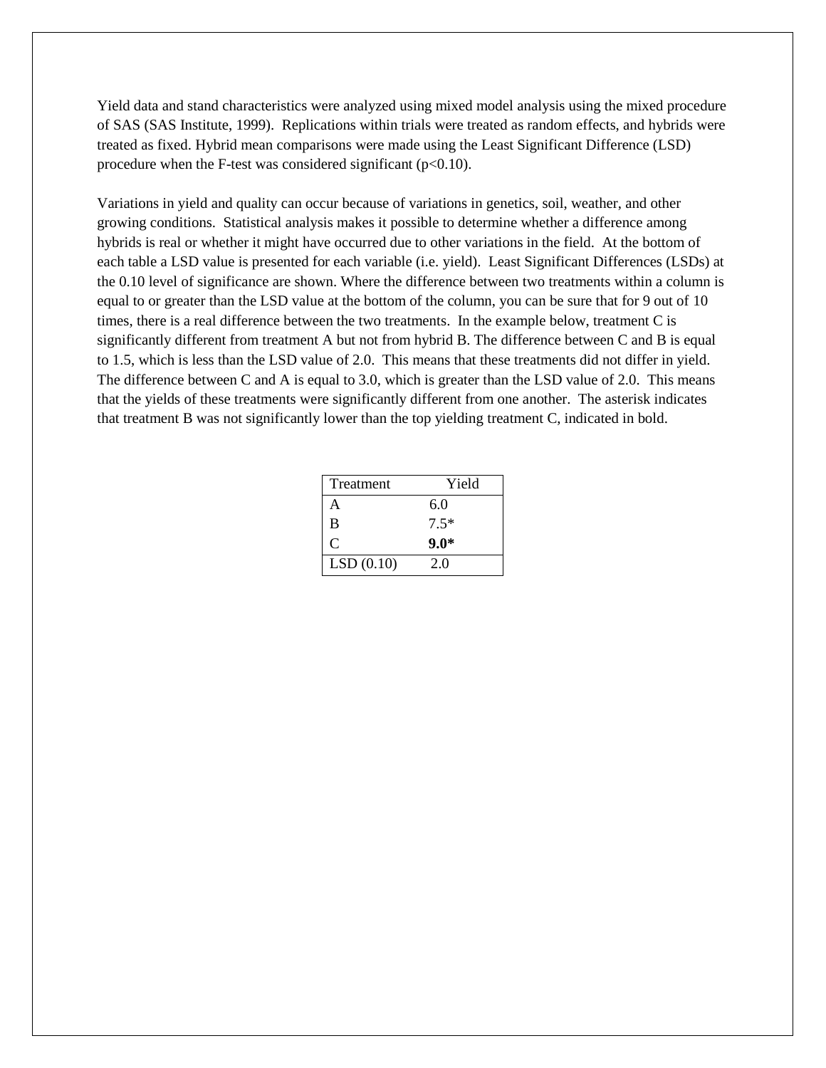Yield data and stand characteristics were analyzed using mixed model analysis using the mixed procedure of SAS (SAS Institute, 1999). Replications within trials were treated as random effects, and hybrids were treated as fixed. Hybrid mean comparisons were made using the Least Significant Difference (LSD) procedure when the F-test was considered significant ($p<0.10$).

Variations in yield and quality can occur because of variations in genetics, soil, weather, and other growing conditions. Statistical analysis makes it possible to determine whether a difference among hybrids is real or whether it might have occurred due to other variations in the field. At the bottom of each table a LSD value is presented for each variable (i.e. yield). Least Significant Differences (LSDs) at the 0.10 level of significance are shown. Where the difference between two treatments within a column is equal to or greater than the LSD value at the bottom of the column, you can be sure that for 9 out of 10 times, there is a real difference between the two treatments. In the example below, treatment C is significantly different from treatment A but not from hybrid B. The difference between C and B is equal to 1.5, which is less than the LSD value of 2.0. This means that these treatments did not differ in yield. The difference between C and A is equal to 3.0, which is greater than the LSD value of 2.0. This means that the yields of these treatments were significantly different from one another. The asterisk indicates that treatment B was not significantly lower than the top yielding treatment C, indicated in bold.

| Treatment | Yield |
|---|---|
| A | 6.0 |
| B | 7.5* |
| C | **9.0*** |
| LSD (0.10) | 2.0 |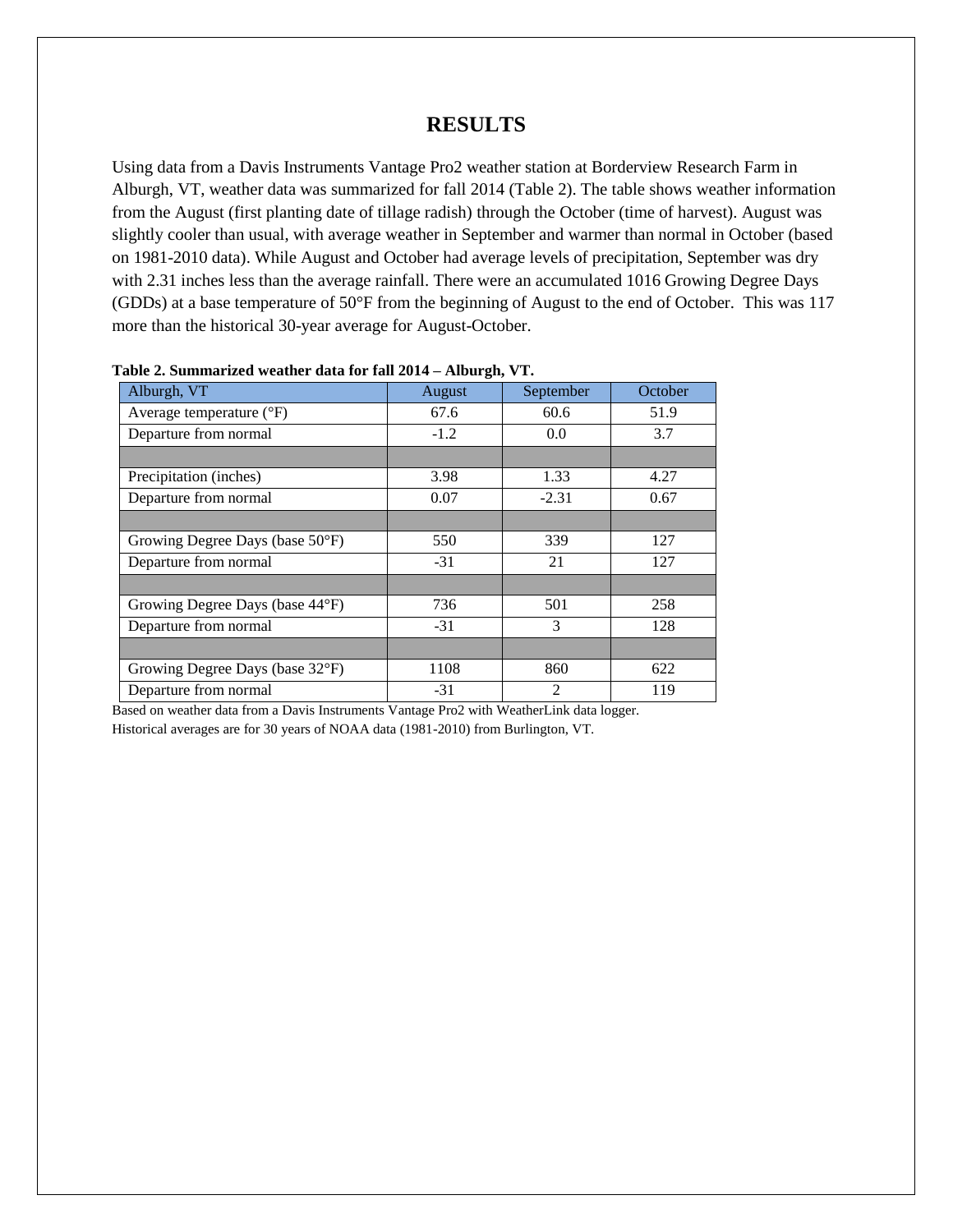# RESULTS

Using data from a Davis Instruments Vantage Pro2 weather station at Borderview Research Farm in Alburgh, VT, weather data was summarized for fall 2014 (Table 2). The table shows weather information from the August (first planting date of tillage radish) through the October (time of harvest). August was slightly cooler than usual, with average weather in September and warmer than normal in October (based on 1981-2010 data). While August and October had average levels of precipitation, September was dry with 2.31 inches less than the average rainfall. There were an accumulated 1016 Growing Degree Days (GDDs) at a base temperature of 50°F from the beginning of August to the end of October. This was 117 more than the historical 30-year average for August-October.

**Table 2. Summarized weather data for fall 2014 – Alburgh, VT.**

| Alburgh, VT | August | September | October |
|---|---|---|---|
| Average temperature (°F) | 67.6 | 60.6 | 51.9 |
| Departure from normal | -1.2 | 0.0 | 3.7 |
| | | | |
| Precipitation (inches) | 3.98 | 1.33 | 4.27 |
| Departure from normal | 0.07 | -2.31 | 0.67 |
| | | | |
| Growing Degree Days (base 50°F) | 550 | 339 | 127 |
| Departure from normal | -31 | 21 | 127 |
| | | | |
| Growing Degree Days (base 44°F) | 736 | 501 | 258 |
| Departure from normal | -31 | 3 | 128 |
| | | | |
| Growing Degree Days (base 32°F) | 1108 | 860 | 622 |
| Departure from normal | -31 | 2 | 119 |

Based on weather data from a Davis Instruments Vantage Pro2 with WeatherLink data logger.
Historical averages are for 30 years of NOAA data (1981-2010) from Burlington, VT.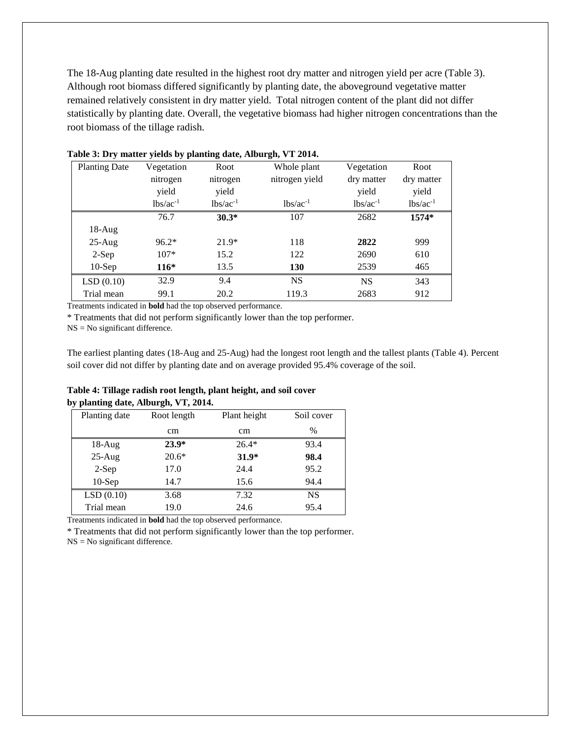The 18-Aug planting date resulted in the highest root dry matter and nitrogen yield per acre (Table 3). Although root biomass differed significantly by planting date, the aboveground vegetative matter remained relatively consistent in dry matter yield. Total nitrogen content of the plant did not differ statistically by planting date. Overall, the vegetative biomass had higher nitrogen concentrations than the root biomass of the tillage radish.

**Table 3: Dry matter yields by planting date, Alburgh, VT 2014.**

| Planting Date | Vegetation nitrogen yield | Root nitrogen yield | Whole plant nitrogen yield | Vegetation dry matter yield | Root dry matter yield |
|---|---|---|---|---|---|
| | $lbs/ac^{-1}$ | $lbs/ac^{-1}$ | $lbs/ac^{-1}$ | $lbs/ac^{-1}$ | $lbs/ac^{-1}$ |
| 18-Aug | 76.7 | **30.3*** | 107 | 2682 | **1574*** |
| 25-Aug | 96.2* | 21.9* | 118 | **2822** | 999 |
| 2-Sep | 107* | 15.2 | 122 | 2690 | 610 |
| 10-Sep | **116*** | 13.5 | **130** | 2539 | 465 |
| LSD (0.10) | 32.9 | 9.4 | NS | NS | 343 |
| Trial mean | 99.1 | 20.2 | 119.3 | 2683 | 912 |

Treatments indicated in **bold** had the top observed performance.

* Treatments that did not perform significantly lower than the top performer.

NS = No significant difference.

The earliest planting dates (18-Aug and 25-Aug) had the longest root length and the tallest plants (Table 4). Percent soil cover did not differ by planting date and on average provided 95.4% coverage of the soil.

**Table 4: Tillage radish root length, plant height, and soil cover by planting date, Alburgh, VT, 2014.**

| Planting date | Root length | Plant height | Soil cover |
|---|---|---|---|
| | cm | cm | % |
| 18-Aug | **23.9*** | 26.4* | 93.4 |
| 25-Aug | 20.6* | **31.9*** | **98.4** |
| 2-Sep | 17.0 | 24.4 | 95.2 |
| 10-Sep | 14.7 | 15.6 | 94.4 |
| LSD (0.10) | 3.68 | 7.32 | NS |
| Trial mean | 19.0 | 24.6 | 95.4 |

Treatments indicated in **bold** had the top observed performance.

* Treatments that did not perform significantly lower than the top performer.

NS = No significant difference.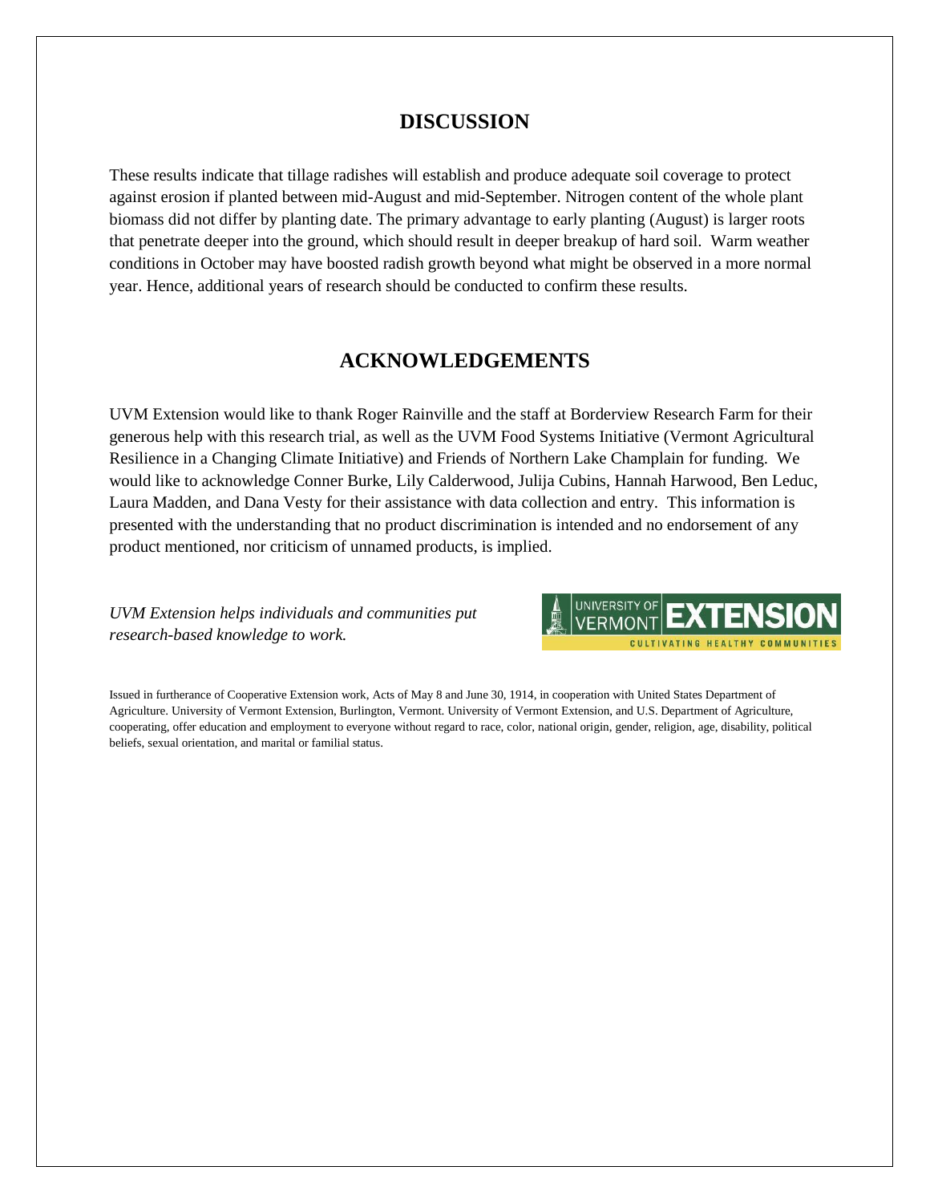## DISCUSSION

These results indicate that tillage radishes will establish and produce adequate soil coverage to protect against erosion if planted between mid-August and mid-September. Nitrogen content of the whole plant biomass did not differ by planting date. The primary advantage to early planting (August) is larger roots that penetrate deeper into the ground, which should result in deeper breakup of hard soil. Warm weather conditions in October may have boosted radish growth beyond what might be observed in a more normal year. Hence, additional years of research should be conducted to confirm these results.

## ACKNOWLEDGEMENTS

UVM Extension would like to thank Roger Rainville and the staff at Borderview Research Farm for their generous help with this research trial, as well as the UVM Food Systems Initiative (Vermont Agricultural Resilience in a Changing Climate Initiative) and Friends of Northern Lake Champlain for funding. We would like to acknowledge Conner Burke, Lily Calderwood, Julija Cubins, Hannah Harwood, Ben Leduc, Laura Madden, and Dana Vesty for their assistance with data collection and entry. This information is presented with the understanding that no product discrimination is intended and no endorsement of any product mentioned, nor criticism of unnamed products, is implied.

*UVM Extension helps individuals and communities put research-based knowledge to work.*

UNIVERSITY OF VERMONT EXTENSION
CULTIVATING HEALTHY COMMUNITIES

Issued in furtherance of Cooperative Extension work, Acts of May 8 and June 30, 1914, in cooperation with United States Department of Agriculture. University of Vermont Extension, Burlington, Vermont. University of Vermont Extension, and U.S. Department of Agriculture, cooperating, offer education and employment to everyone without regard to race, color, national origin, gender, religion, age, disability, political beliefs, sexual orientation, and marital or familial status.